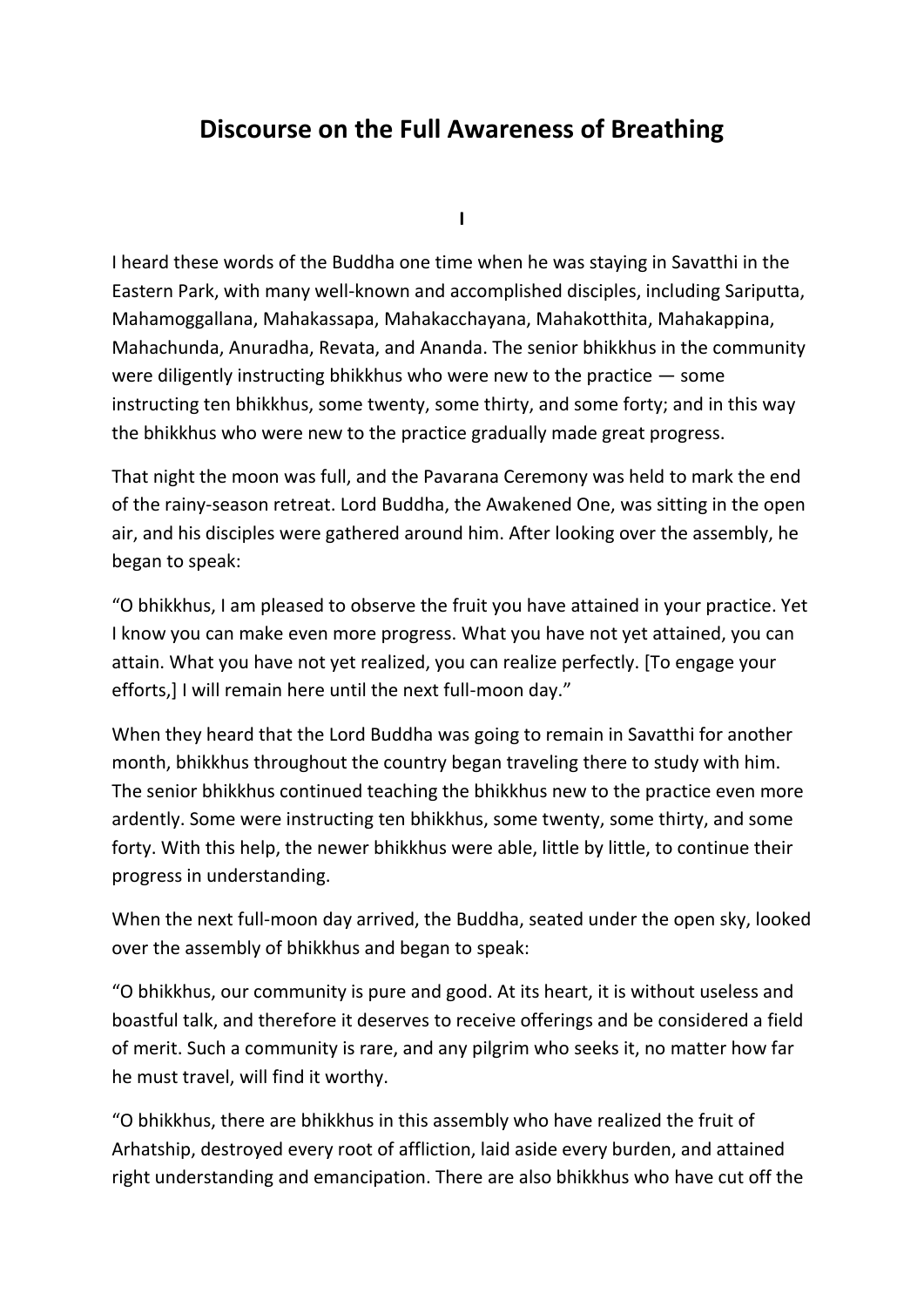# Discourse on the Full Awareness of Breathing

## I

I heard these words of the Buddha one time when he was staying in Savatthi in the Eastern Park, with many well-known and accomplished disciples, including Sariputta, Mahamoggallana, Mahakassapa, Mahakacchayana, Mahakotthita, Mahakappina, Mahachunda, Anuradha, Revata, and Ananda. The senior bhikkhus in the community were diligently instructing bhikkhus who were new to the practice — some instructing ten bhikkhus, some twenty, some thirty, and some forty; and in this way the bhikkhus who were new to the practice gradually made great progress.

That night the moon was full, and the Pavarana Ceremony was held to mark the end of the rainy-season retreat. Lord Buddha, the Awakened One, was sitting in the open air, and his disciples were gathered around him. After looking over the assembly, he began to speak:

"O bhikkhus, I am pleased to observe the fruit you have attained in your practice. Yet I know you can make even more progress. What you have not yet attained, you can attain. What you have not yet realized, you can realize perfectly. [To engage your efforts,] I will remain here until the next full-moon day."

When they heard that the Lord Buddha was going to remain in Savatthi for another month, bhikkhus throughout the country began traveling there to study with him. The senior bhikkhus continued teaching the bhikkhus new to the practice even more ardently. Some were instructing ten bhikkhus, some twenty, some thirty, and some forty. With this help, the newer bhikkhus were able, little by little, to continue their progress in understanding.

When the next full-moon day arrived, the Buddha, seated under the open sky, looked over the assembly of bhikkhus and began to speak:

"O bhikkhus, our community is pure and good. At its heart, it is without useless and boastful talk, and therefore it deserves to receive offerings and be considered a field of merit. Such a community is rare, and any pilgrim who seeks it, no matter how far he must travel, will find it worthy.

"O bhikkhus, there are bhikkhus in this assembly who have realized the fruit of Arhatship, destroyed every root of affliction, laid aside every burden, and attained right understanding and emancipation. There are also bhikkhus who have cut off the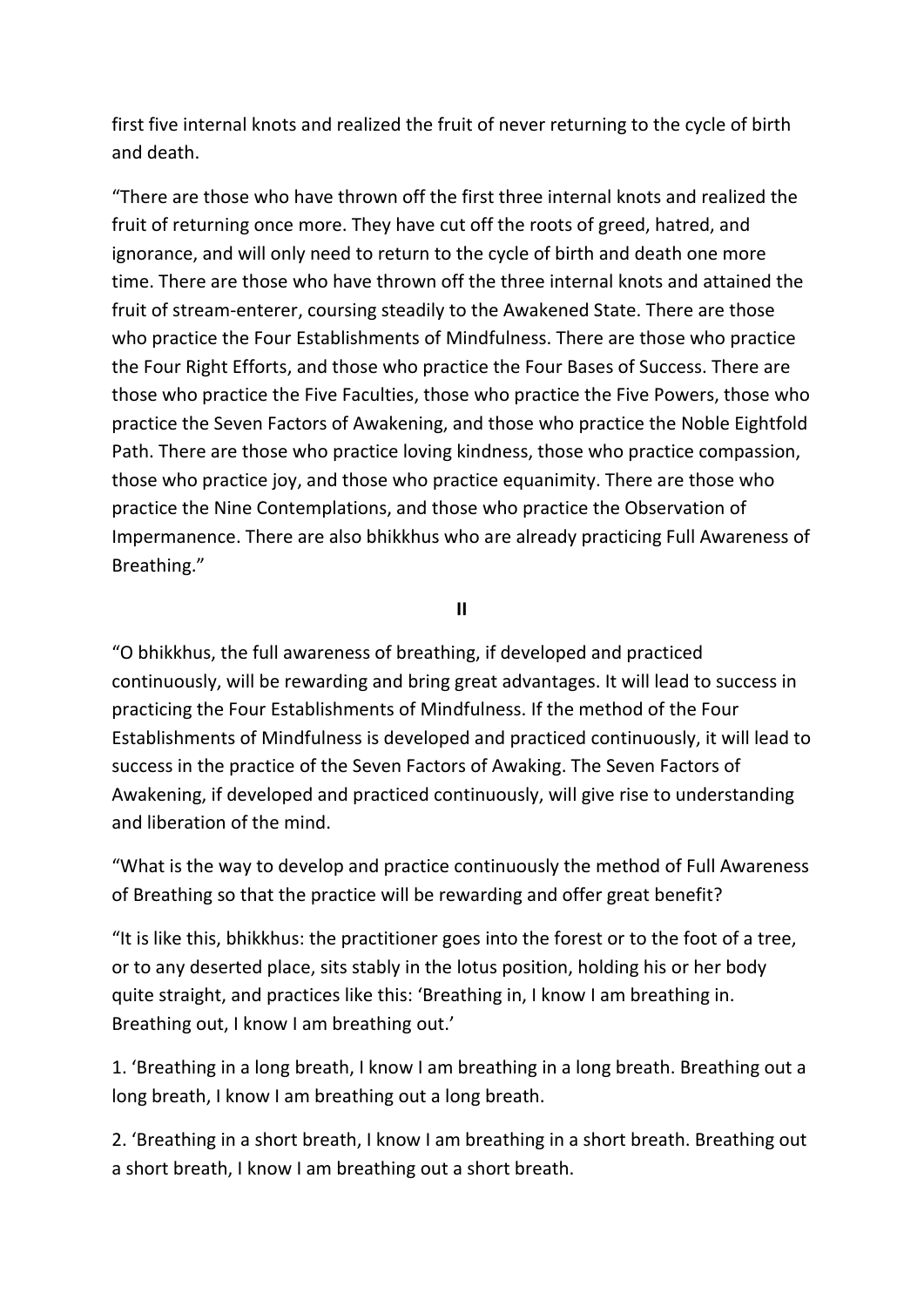first five internal knots and realized the fruit of never returning to the cycle of birth and death.

“There are those who have thrown off the first three internal knots and realized the fruit of returning once more. They have cut off the roots of greed, hatred, and ignorance, and will only need to return to the cycle of birth and death one more time. There are those who have thrown off the three internal knots and attained the fruit of stream-enterer, coursing steadily to the Awakened State. There are those who practice the Four Establishments of Mindfulness. There are those who practice the Four Right Efforts, and those who practice the Four Bases of Success. There are those who practice the Five Faculties, those who practice the Five Powers, those who practice the Seven Factors of Awakening, and those who practice the Noble Eightfold Path. There are those who practice loving kindness, those who practice compassion, those who practice joy, and those who practice equanimity. There are those who practice the Nine Contemplations, and those who practice the Observation of Impermanence. There are also bhikkhus who are already practicing Full Awareness of Breathing.”

## II

“O bhikkhus, the full awareness of breathing, if developed and practiced continuously, will be rewarding and bring great advantages. It will lead to success in practicing the Four Establishments of Mindfulness. If the method of the Four Establishments of Mindfulness is developed and practiced continuously, it will lead to success in the practice of the Seven Factors of Awaking. The Seven Factors of Awakening, if developed and practiced continuously, will give rise to understanding and liberation of the mind.

“What is the way to develop and practice continuously the method of Full Awareness of Breathing so that the practice will be rewarding and offer great benefit?

“It is like this, bhikkhus: the practitioner goes into the forest or to the foot of a tree, or to any deserted place, sits stably in the lotus position, holding his or her body quite straight, and practices like this: ‘Breathing in, I know I am breathing in. Breathing out, I know I am breathing out.’

1. ‘Breathing in a long breath, I know I am breathing in a long breath. Breathing out a long breath, I know I am breathing out a long breath.

2. ‘Breathing in a short breath, I know I am breathing in a short breath. Breathing out a short breath, I know I am breathing out a short breath.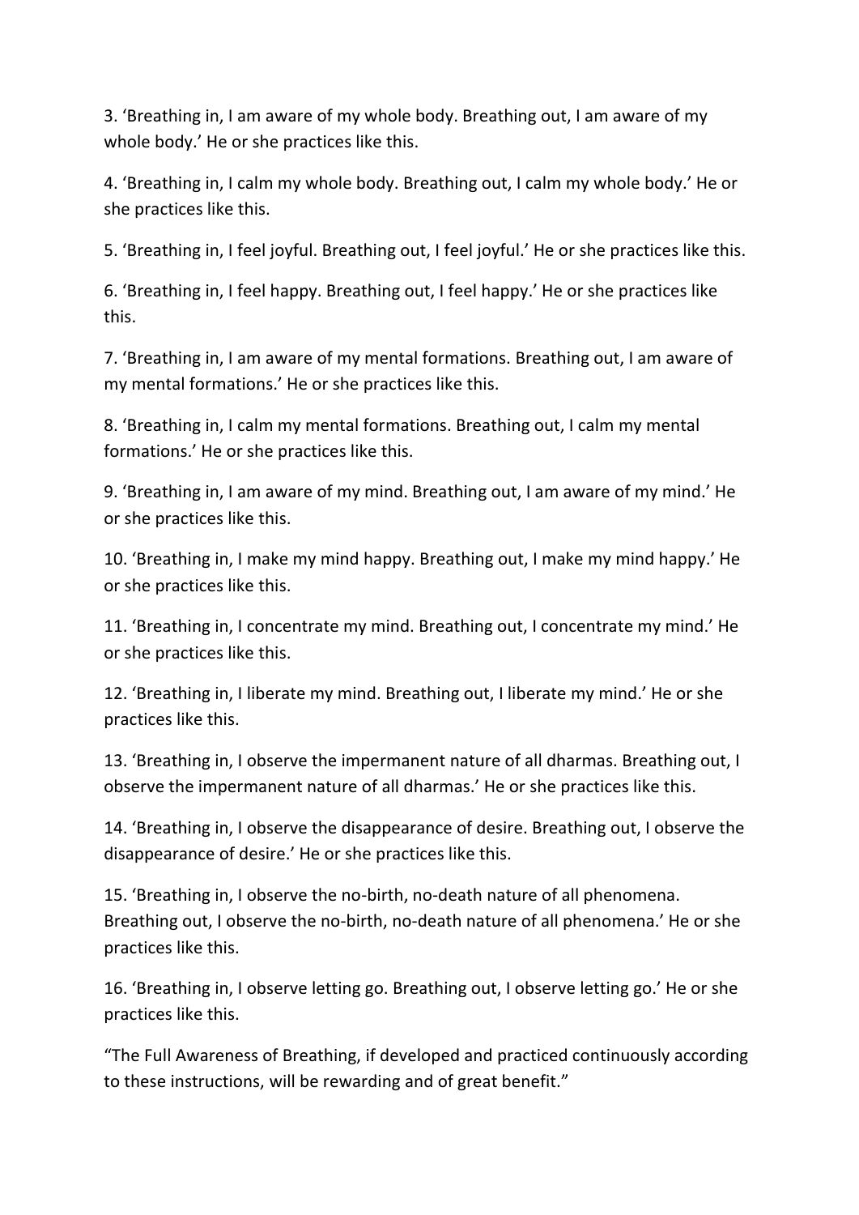3. ‘Breathing in, I am aware of my whole body. Breathing out, I am aware of my whole body.’ He or she practices like this.

4. ‘Breathing in, I calm my whole body. Breathing out, I calm my whole body.’ He or she practices like this.

5. ‘Breathing in, I feel joyful. Breathing out, I feel joyful.’ He or she practices like this.

6. ‘Breathing in, I feel happy. Breathing out, I feel happy.’ He or she practices like this.

7. ‘Breathing in, I am aware of my mental formations. Breathing out, I am aware of my mental formations.’ He or she practices like this.

8. ‘Breathing in, I calm my mental formations. Breathing out, I calm my mental formations.’ He or she practices like this.

9. ‘Breathing in, I am aware of my mind. Breathing out, I am aware of my mind.’ He or she practices like this.

10. ‘Breathing in, I make my mind happy. Breathing out, I make my mind happy.’ He or she practices like this.

11. ‘Breathing in, I concentrate my mind. Breathing out, I concentrate my mind.’ He or she practices like this.

12. ‘Breathing in, I liberate my mind. Breathing out, I liberate my mind.’ He or she practices like this.

13. ‘Breathing in, I observe the impermanent nature of all dharmas. Breathing out, I observe the impermanent nature of all dharmas.’ He or she practices like this.

14. ‘Breathing in, I observe the disappearance of desire. Breathing out, I observe the disappearance of desire.’ He or she practices like this.

15. ‘Breathing in, I observe the no-birth, no-death nature of all phenomena. Breathing out, I observe the no-birth, no-death nature of all phenomena.’ He or she practices like this.

16. ‘Breathing in, I observe letting go. Breathing out, I observe letting go.’ He or she practices like this.

“The Full Awareness of Breathing, if developed and practiced continuously according to these instructions, will be rewarding and of great benefit.”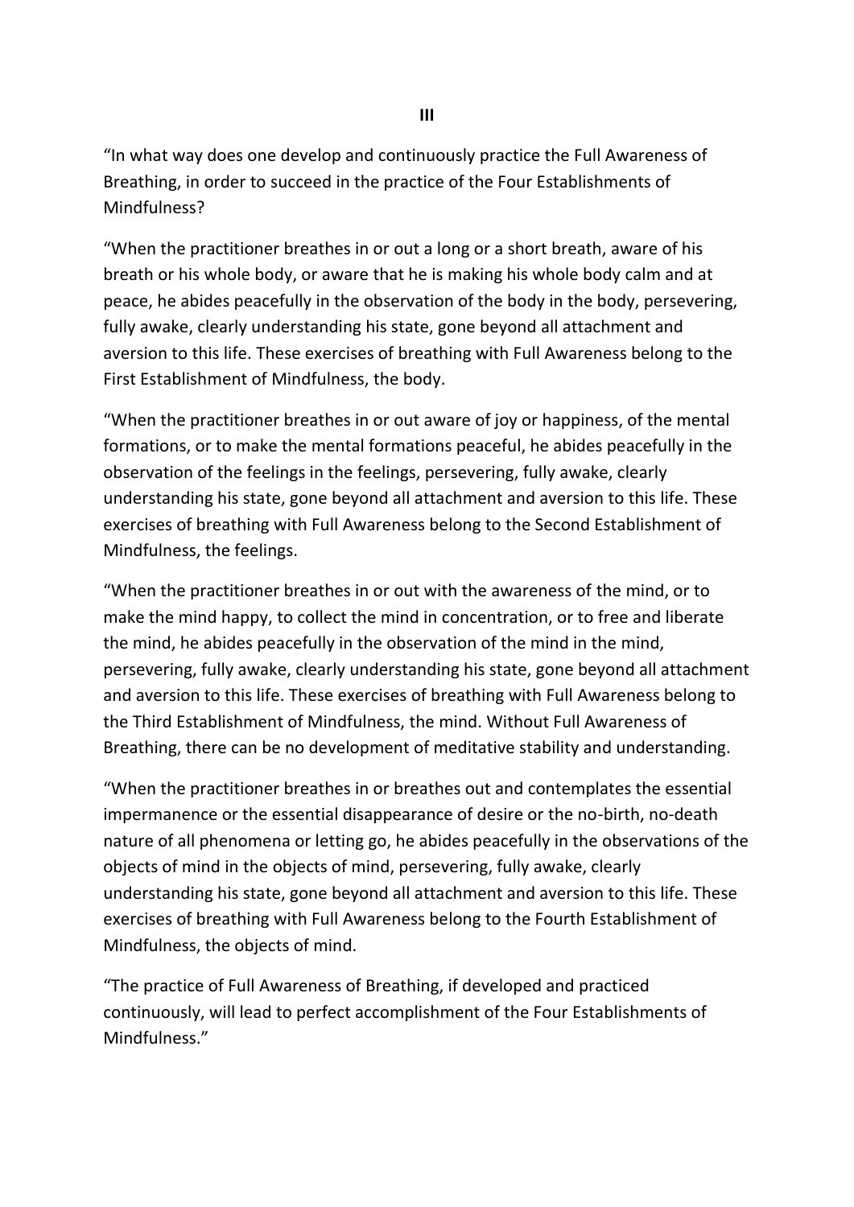## III

“In what way does one develop and continuously practice the Full Awareness of Breathing, in order to succeed in the practice of the Four Establishments of Mindfulness?

“When the practitioner breathes in or out a long or a short breath, aware of his breath or his whole body, or aware that he is making his whole body calm and at peace, he abides peacefully in the observation of the body in the body, persevering, fully awake, clearly understanding his state, gone beyond all attachment and aversion to this life. These exercises of breathing with Full Awareness belong to the First Establishment of Mindfulness, the body.

“When the practitioner breathes in or out aware of joy or happiness, of the mental formations, or to make the mental formations peaceful, he abides peacefully in the observation of the feelings in the feelings, persevering, fully awake, clearly understanding his state, gone beyond all attachment and aversion to this life. These exercises of breathing with Full Awareness belong to the Second Establishment of Mindfulness, the feelings.

“When the practitioner breathes in or out with the awareness of the mind, or to make the mind happy, to collect the mind in concentration, or to free and liberate the mind, he abides peacefully in the observation of the mind in the mind, persevering, fully awake, clearly understanding his state, gone beyond all attachment and aversion to this life. These exercises of breathing with Full Awareness belong to the Third Establishment of Mindfulness, the mind. Without Full Awareness of Breathing, there can be no development of meditative stability and understanding.

“When the practitioner breathes in or breathes out and contemplates the essential impermanence or the essential disappearance of desire or the no-birth, no-death nature of all phenomena or letting go, he abides peacefully in the observations of the objects of mind in the objects of mind, persevering, fully awake, clearly understanding his state, gone beyond all attachment and aversion to this life. These exercises of breathing with Full Awareness belong to the Fourth Establishment of Mindfulness, the objects of mind.

“The practice of Full Awareness of Breathing, if developed and practiced continuously, will lead to perfect accomplishment of the Four Establishments of Mindfulness.”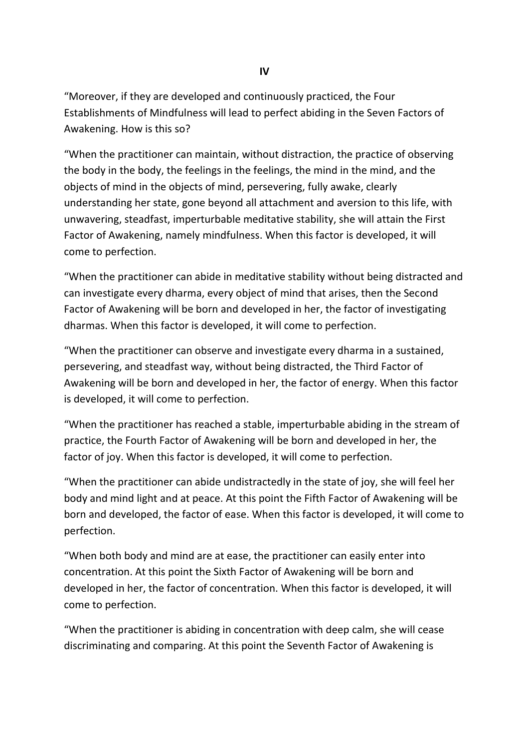## IV

"Moreover, if they are developed and continuously practiced, the Four Establishments of Mindfulness will lead to perfect abiding in the Seven Factors of Awakening. How is this so?

"When the practitioner can maintain, without distraction, the practice of observing the body in the body, the feelings in the feelings, the mind in the mind, and the objects of mind in the objects of mind, persevering, fully awake, clearly understanding her state, gone beyond all attachment and aversion to this life, with unwavering, steadfast, imperturbable meditative stability, she will attain the First Factor of Awakening, namely mindfulness. When this factor is developed, it will come to perfection.

"When the practitioner can abide in meditative stability without being distracted and can investigate every dharma, every object of mind that arises, then the Second Factor of Awakening will be born and developed in her, the factor of investigating dharmas. When this factor is developed, it will come to perfection.

"When the practitioner can observe and investigate every dharma in a sustained, persevering, and steadfast way, without being distracted, the Third Factor of Awakening will be born and developed in her, the factor of energy. When this factor is developed, it will come to perfection.

"When the practitioner has reached a stable, imperturbable abiding in the stream of practice, the Fourth Factor of Awakening will be born and developed in her, the factor of joy. When this factor is developed, it will come to perfection.

"When the practitioner can abide undistractedly in the state of joy, she will feel her body and mind light and at peace. At this point the Fifth Factor of Awakening will be born and developed, the factor of ease. When this factor is developed, it will come to perfection.

"When both body and mind are at ease, the practitioner can easily enter into concentration. At this point the Sixth Factor of Awakening will be born and developed in her, the factor of concentration. When this factor is developed, it will come to perfection.

"When the practitioner is abiding in concentration with deep calm, she will cease discriminating and comparing. At this point the Seventh Factor of Awakening is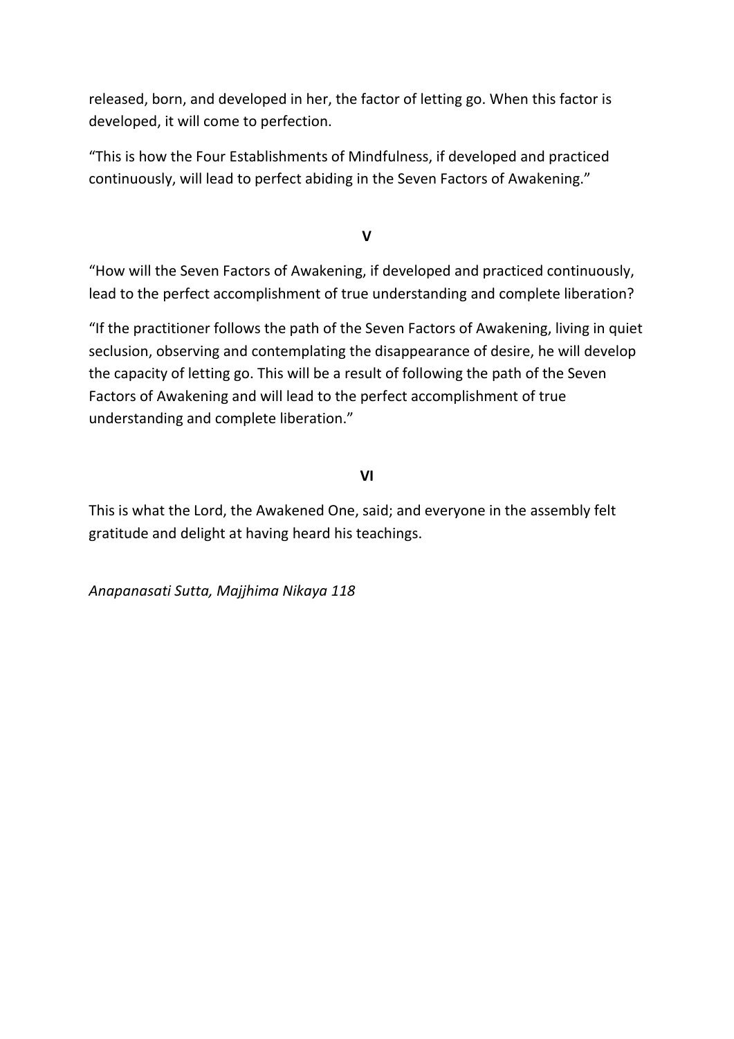released, born, and developed in her, the factor of letting go. When this factor is developed, it will come to perfection.

“This is how the Four Establishments of Mindfulness, if developed and practiced continuously, will lead to perfect abiding in the Seven Factors of Awakening.”

**V**

“How will the Seven Factors of Awakening, if developed and practiced continuously, lead to the perfect accomplishment of true understanding and complete liberation?

“If the practitioner follows the path of the Seven Factors of Awakening, living in quiet seclusion, observing and contemplating the disappearance of desire, he will develop the capacity of letting go. This will be a result of following the path of the Seven Factors of Awakening and will lead to the perfect accomplishment of true understanding and complete liberation.”

**VI**

This is what the Lord, the Awakened One, said; and everyone in the assembly felt gratitude and delight at having heard his teachings.

*Anapanasati Sutta, Majjhima Nikaya 118*